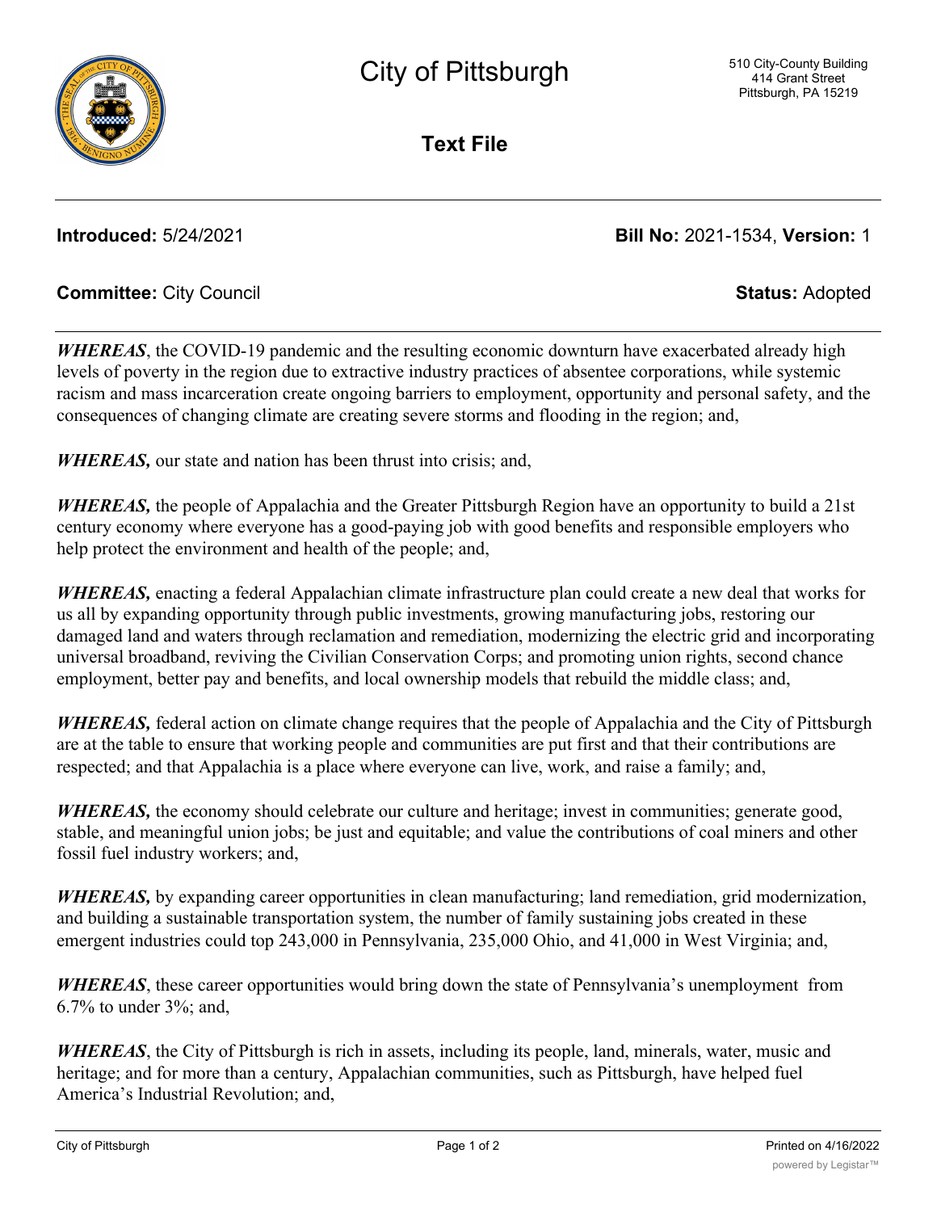# City of Pittsburgh

510 City-County Building
414 Grant Street
Pittsburgh, PA 15219

## Text File

**Introduced:** 5/24/2021 **Bill No:** 2021-1534, **Version:** 1

**Committee:** City Council **Status:** Adopted

***WHEREAS***, the COVID-19 pandemic and the resulting economic downturn have exacerbated already high levels of poverty in the region due to extractive industry practices of absentee corporations, while systemic racism and mass incarceration create ongoing barriers to employment, opportunity and personal safety, and the consequences of changing climate are creating severe storms and flooding in the region; and,

***WHEREAS,*** our state and nation has been thrust into crisis; and,

***WHEREAS,*** the people of Appalachia and the Greater Pittsburgh Region have an opportunity to build a 21st century economy where everyone has a good-paying job with good benefits and responsible employers who help protect the environment and health of the people; and,

***WHEREAS,*** enacting a federal Appalachian climate infrastructure plan could create a new deal that works for us all by expanding opportunity through public investments, growing manufacturing jobs, restoring our damaged land and waters through reclamation and remediation, modernizing the electric grid and incorporating universal broadband, reviving the Civilian Conservation Corps; and promoting union rights, second chance employment, better pay and benefits, and local ownership models that rebuild the middle class; and,

***WHEREAS,*** federal action on climate change requires that the people of Appalachia and the City of Pittsburgh are at the table to ensure that working people and communities are put first and that their contributions are respected; and that Appalachia is a place where everyone can live, work, and raise a family; and,

***WHEREAS,*** the economy should celebrate our culture and heritage; invest in communities; generate good, stable, and meaningful union jobs; be just and equitable; and value the contributions of coal miners and other fossil fuel industry workers; and,

***WHEREAS,*** by expanding career opportunities in clean manufacturing; land remediation, grid modernization, and building a sustainable transportation system, the number of family sustaining jobs created in these emergent industries could top 243,000 in Pennsylvania, 235,000 Ohio, and 41,000 in West Virginia; and,

***WHEREAS***, these career opportunities would bring down the state of Pennsylvania's unemployment from 6.7% to under 3%; and,

***WHEREAS***, the City of Pittsburgh is rich in assets, including its people, land, minerals, water, music and heritage; and for more than a century, Appalachian communities, such as Pittsburgh, have helped fuel America's Industrial Revolution; and,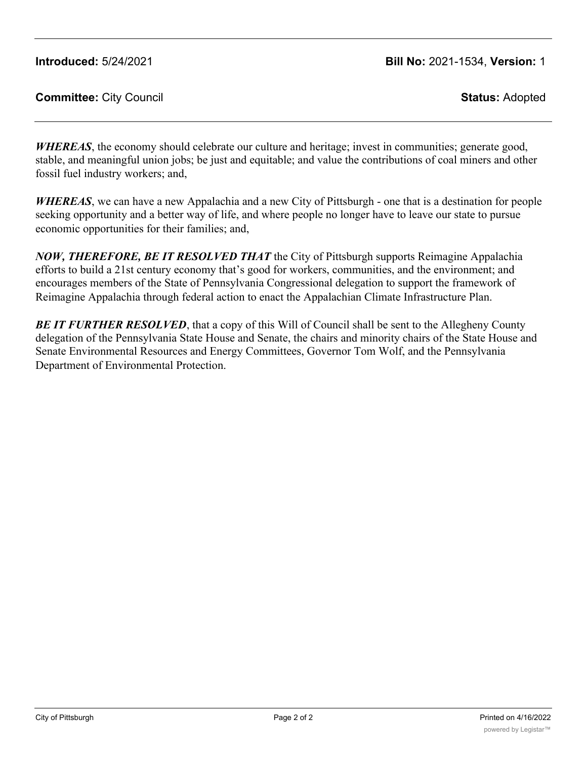**Introduced:** 5/24/2021 **Bill No:** 2021-1534, **Version:** 1

**Committee:** City Council **Status:** Adopted

***WHEREAS***, the economy should celebrate our culture and heritage; invest in communities; generate good, stable, and meaningful union jobs; be just and equitable; and value the contributions of coal miners and other fossil fuel industry workers; and,

***WHEREAS***, we can have a new Appalachia and a new City of Pittsburgh - one that is a destination for people seeking opportunity and a better way of life, and where people no longer have to leave our state to pursue economic opportunities for their families; and,

***NOW, THEREFORE, BE IT RESOLVED THAT*** the City of Pittsburgh supports Reimagine Appalachia efforts to build a 21st century economy that's good for workers, communities, and the environment; and encourages members of the State of Pennsylvania Congressional delegation to support the framework of Reimagine Appalachia through federal action to enact the Appalachian Climate Infrastructure Plan.

***BE IT FURTHER RESOLVED***, that a copy of this Will of Council shall be sent to the Allegheny County delegation of the Pennsylvania State House and Senate, the chairs and minority chairs of the State House and Senate Environmental Resources and Energy Committees, Governor Tom Wolf, and the Pennsylvania Department of Environmental Protection.